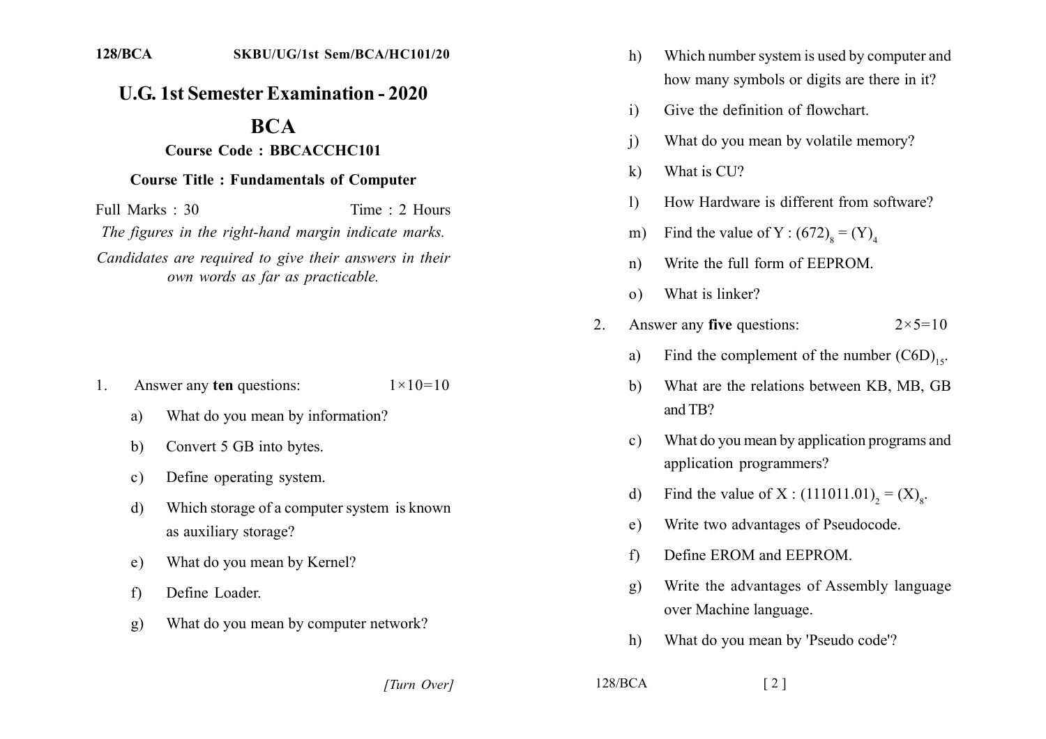128/BCA SKBU/UG/1st Sem/BCA/HC101/20

# U.G. 1st Semester Examination - 2020

## BCA

### Course Code : BBCACCHC101

### Course Title : Fundamentals of Computer

Full Marks : 30 Time : 2 Hours

*The figures in the right-hand margin indicate marks.*

*Candidates are required to give their answers in their own words as far as practicable.*

1. Answer any **ten** questions: 1×10=10

   a) What do you mean by information?

   b) Convert 5 GB into bytes.

   c) Define operating system.

   d) Which storage of a computer system is known as auxiliary storage?

   e) What do you mean by Kernel?

   f) Define Loader.

   g) What do you mean by computer network?

   h) Which number system is used by computer and how many symbols or digits are there in it?

   i) Give the definition of flowchart.

   j) What do you mean by volatile memory?

   k) What is CU?

   l) How Hardware is different from software?

   m) Find the value of Y : $(672)_8 = (Y)_4$

   n) Write the full form of EEPROM.

   o) What is linker?

2. Answer any **five** questions: 2×5=10

   a) Find the complement of the number $(C6D)_{15}$.

   b) What are the relations between KB, MB, GB and TB?

   c) What do you mean by application programs and application programmers?

   d) Find the value of X : $(111011.01)_2 = (X)_8$.

   e) Write two advantages of Pseudocode.

   f) Define EROM and EEPROM.

   g) Write the advantages of Assembly language over Machine language.

   h) What do you mean by 'Pseudo code'?

[Turn Over]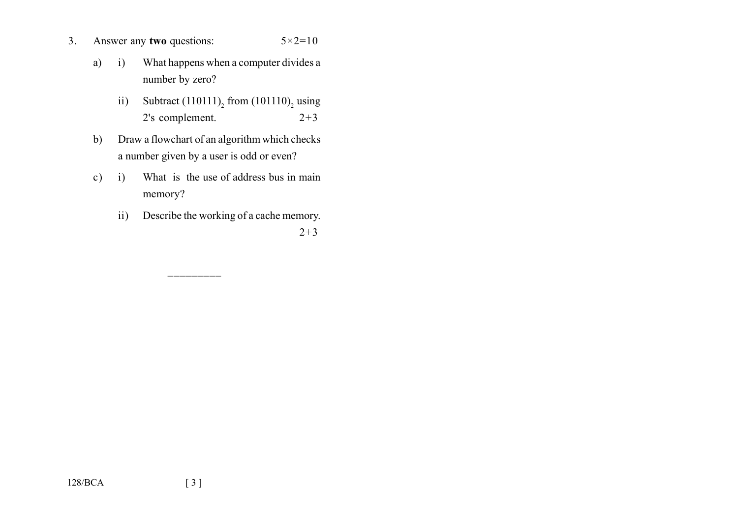3. Answer any **two** questions: 5×2=10

a) i) What happens when a computer divides a number by zero?

ii) Subtract $(110111)_2$ from $(101110)_2$ using 2's complement. 2+3

b) Draw a flowchart of an algorithm which checks a number given by a user is odd or even?

c) i) What is the use of address bus in main memory?

ii) Describe the working of a cache memory. 2+3

---------